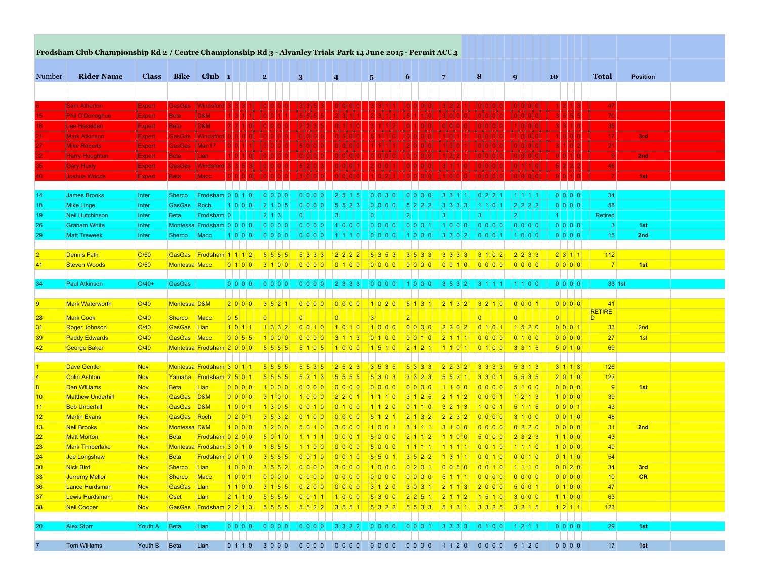# Frodsham Club Championship Rd 2 / Centre Championship Rd 3 - Alvanley Trials Park 14 June 2015 - Permit ACU4

| Number | Rider Name | Class | Bike | Club | 1 | | | | 2 | | | | 3 | | | | 4 | | | | 5 | | | | 6 | | | | 7 | | | | 8 | | | | 9 | | | | 10 | | | | Total | Position |
|---|---|---|---|---|---|---|---|---|---|---|---|---|---|---|---|---|---|---|---|---|---|---|---|---|---|---|---|---|---|---|---|---|---|---|---|---|---|---|---|---|---|---|---|---|---|---|
| 6 | Sam Atherton | Expert | GasGas | Windsford | 3 | 3 | 3 | 1 | 0 | 0 | 0 | 0 | 3 | 3 | 5 | 3 | 0 | 0 | 0 | 0 | 3 | 3 | 1 | 1 | 0 | 0 | 0 | 0 | 3 | 2 | 2 | 1 | 0 | 0 | 0 | 0 | 0 | 0 | 0 | 0 | 1 | 2 | 1 | 3 | 47 | |
| 15 | Phil O'Donoghue | Expert | Beta | D&M | 1 | 3 | 1 | 1 | 0 | 0 | 1 | 1 | 5 | 5 | 5 | 5 | 2 | 3 | 1 | 1 | 2 | 3 | 1 | 1 | 5 | 1 | 1 | 0 | 3 | 0 | 0 | 0 | 0 | 0 | 0 | 0 | 0 | 0 | 0 | 0 | 3 | 5 | 5 | 5 | 70 | |
| 16 | Lee Haselden | Expert | Beta | D&M | 2 | 2 | 1 | 0 | 0 | 0 | 0 | 0 | 2 | 2 | 3 | 5 | 0 | 1 | 1 | 0 | 3 | 1 | 1 | 2 | 0 | 1 | 0 | 0 | 0 | 0 | 0 | 0 | 0 | 0 | 0 | 0 | 1 | 0 | 0 | 0 | 3 | 3 | 1 | 0 | 35 | |
| 21 | Mark Atkinson | Expert | GasGas | Windsford | 0 | 0 | 0 | 0 | 0 | 0 | 0 | 0 | 0 | 0 | 0 | 0 | 0 | 5 | 0 | 0 | 5 | 1 | 1 | 0 | 0 | 0 | 0 | 0 | 1 | 0 | 1 | 1 | 0 | 0 | 0 | 0 | 1 | 0 | 0 | 0 | 1 | 0 | 0 | 0 | 17 | 3rd |
| 27 | Mike Roberts | Expert | GasGas | Man17 | 0 | 0 | 1 | 1 | 0 | 0 | 0 | 0 | 5 | 0 | 0 | 0 | 0 | 0 | 0 | 0 | 1 | 1 | 1 | 1 | 2 | 0 | 0 | 0 | 1 | 0 | 0 | 1 | 0 | 0 | 0 | 0 | 0 | 0 | 0 | 0 | 3 | 1 | 0 | 2 | 21 | |
| 32 | Harry Houghton | Expert | Beta | Llan | 1 | 0 | 1 | 0 | 0 | 0 | 0 | 0 | 0 | 0 | 0 | 0 | 0 | 0 | 0 | 0 | 0 | 0 | 0 | 0 | 0 | 0 | 0 | 0 | 1 | 2 | 2 | 1 | 0 | 0 | 0 | 0 | 0 | 0 | 0 | 0 | 0 | 0 | 1 | 0 | 9 | 2nd |
| 35 | Gary Huxly | Expert | GasGas | Windsford | 3 | 3 | 5 | 3 | 0 | 0 | 0 | 0 | 5 | 2 | 0 | 3 | 0 | 0 | 0 | 1 | 2 | 0 | 0 | 1 | 0 | 0 | 0 | 0 | 3 | 1 | 1 | 0 | 0 | 0 | 0 | 0 | 0 | 1 | 1 | 0 | 5 | 2 | 2 | 2 | 46 | |
| 40 | Joshua Woods | Expert | Beta | Macc | 0 | 0 | 0 | 0 | 0 | 0 | 0 | 0 | 1 | 0 | 0 | 0 | 0 | 0 | 0 | 0 | 1 | 0 | 2 | 1 | 0 | 0 | 0 | 0 | 1 | 0 | 0 | 0 | 0 | 0 | 0 | 0 | 0 | 0 | 0 | 0 | 0 | 0 | 1 | 0 | 7 | 1st |
| 14 | James Brooks | Inter | Sherco | Frodsham | 0 | 0 | 1 | 0 | 0 | 0 | 0 | 0 | 0 | 0 | 0 | 0 | 2 | 5 | 1 | 5 | 0 | 0 | 3 | 0 | 0 | 0 | 0 | 0 | 3 | 3 | 1 | 1 | 0 | 2 | 2 | 1 | 1 | 1 | 1 | 1 | 0 | 0 | 0 | 0 | 34 | |
| 18 | Mike Linge | Inter | GasGas | Roch | 1 | 0 | 0 | 0 | 2 | 1 | 0 | 5 | 0 | 0 | 0 | 0 | 5 | 5 | 2 | 3 | 0 | 0 | 0 | 0 | 5 | 2 | 2 | 2 | 3 | 3 | 3 | 3 | 1 | 1 | 0 | 1 | 2 | 2 | 2 | 2 | 0 | 0 | 0 | 0 | 58 | |
| 19 | Neil Hutchinson | Inter | Beta | Frodsham | 0 | | | | 2 | 1 | 3 | | 0 | | | | 3 | | | | 0 | | | | 2 | | | | 3 | | | | 3 | | | | 2 | | | | 1 | | | | Retired | |
| 26 | Graham White | Inter | Montessa | Frodsham | 0 | 0 | 0 | 0 | 0 | 0 | 0 | 0 | 0 | 0 | 0 | 0 | 1 | 0 | 0 | 0 | 0 | 0 | 0 | 0 | 0 | 0 | 0 | 1 | 1 | 0 | 0 | 0 | 0 | 0 | 0 | 0 | 0 | 0 | 0 | 0 | 0 | 0 | 0 | 0 | 3 | 1st |
| 29 | Matt Treweek | Inter | Sherco | Macc | 1 | 0 | 0 | 0 | 0 | 0 | 0 | 0 | 0 | 0 | 0 | 0 | 1 | 1 | 1 | 0 | 0 | 0 | 0 | 0 | 1 | 0 | 0 | 0 | 3 | 3 | 0 | 2 | 0 | 0 | 0 | 1 | 1 | 0 | 0 | 0 | 0 | 0 | 0 | 0 | 15 | 2nd |
| 2 | Dennis Fath | O/50 | GasGas | Frodsham | 1 | 1 | 1 | 2 | 5 | 5 | 5 | 5 | 5 | 3 | 3 | 3 | 2 | 2 | 2 | 2 | 5 | 3 | 5 | 3 | 3 | 5 | 3 | 3 | 3 | 3 | 3 | 3 | 3 | 1 | 0 | 2 | 2 | 2 | 3 | 3 | 2 | 3 | 1 | 1 | 112 | |
| 41 | Steven Woods | O/50 | Montessa | Macc | 0 | 1 | 0 | 0 | 3 | 1 | 0 | 0 | 0 | 0 | 0 | 0 | 0 | 1 | 0 | 0 | 0 | 0 | 0 | 0 | 0 | 0 | 0 | 0 | 0 | 0 | 1 | 0 | 0 | 0 | 0 | 0 | 0 | 0 | 0 | 0 | 0 | 0 | 0 | 0 | 7 | 1st |
| 34 | Paul Atkinson | O/40+ | GasGas | | 0 | 0 | 0 | 0 | 0 | 0 | 0 | 0 | 0 | 0 | 0 | 0 | 2 | 3 | 3 | 3 | 0 | 0 | 0 | 0 | 1 | 0 | 0 | 0 | 3 | 5 | 3 | 2 | 3 | 1 | 1 | 1 | 1 | 1 | 0 | 0 | 0 | 0 | 0 | 0 | 33 1st | |
| 9 | Mark Waterworth | O/40 | Montessa | D&M | 2 | 0 | 0 | 0 | 3 | 5 | 2 | 1 | 0 | 0 | 0 | 0 | 0 | 0 | 0 | 0 | 1 | 0 | 2 | 0 | 5 | 1 | 3 | 1 | 2 | 1 | 3 | 2 | 3 | 2 | 1 | 0 | 0 | 0 | 0 | 1 | 0 | 0 | 0 | 0 | 41 | |
| 28 | Mark Cook | O/40 | Sherco | Macc | 0 | 5 | | | 0 | | | | 0 | | | | 0 | | | | 3 | | | | 2 | | | | | | | | 0 | | | | 0 | | | | 0 | | | | RETIRED | |
| 31 | Roger Johnson | O/40 | GasGas | Llan | 1 | 0 | 1 | 1 | 1 | 3 | 3 | 2 | 0 | 0 | 1 | 0 | 1 | 0 | 1 | 0 | 1 | 0 | 0 | 0 | 0 | 0 | 0 | 0 | 2 | 2 | 0 | 2 | 0 | 1 | 0 | 1 | 1 | 5 | 2 | 0 | 0 | 0 | 0 | 1 | 33 | 2nd |
| 39 | Paddy Edwards | O/40 | GasGas | Macc | 0 | 0 | 5 | 5 | 1 | 0 | 0 | 0 | 0 | 0 | 0 | 0 | 3 | 1 | 1 | 3 | 0 | 1 | 0 | 0 | 0 | 0 | 1 | 0 | 2 | 1 | 1 | 1 | 0 | 0 | 0 | 0 | 0 | 1 | 0 | 0 | 0 | 0 | 0 | 0 | 27 | 1st |
| 42 | George Baker | O/40 | Montessa | Frodsham | 2 | 0 | 0 | 0 | 5 | 5 | 5 | 5 | 5 | 1 | 0 | 5 | 1 | 0 | 0 | 0 | 1 | 5 | 1 | 0 | 2 | 1 | 2 | 1 | 1 | 1 | 0 | 1 | 0 | 1 | 0 | 0 | 3 | 3 | 1 | 5 | 5 | 0 | 1 | 0 | 69 | |
| 1 | Dave Gentle | Nov | Montessa | Frodsham | 3 | 0 | 1 | 1 | 5 | 5 | 5 | 5 | 5 | 5 | 3 | 5 | 2 | 5 | 2 | 3 | 3 | 5 | 3 | 5 | 5 | 3 | 3 | 3 | 2 | 2 | 3 | 2 | 3 | 3 | 3 | 3 | 5 | 3 | 1 | 3 | 3 | 1 | 1 | 3 | 126 | |
| 4 | Colin Ashton | Nov | Yamaha | Frodsham | 2 | 5 | 0 | 1 | 5 | 5 | 5 | 5 | 5 | 2 | 1 | 3 | 5 | 5 | 5 | 5 | 5 | 3 | 0 | 3 | 3 | 3 | 2 | 3 | 5 | 5 | 2 | 1 | 3 | 3 | 0 | 1 | 5 | 5 | 3 | 5 | 2 | 0 | 1 | 0 | 122 | |
| 8 | Dan Williams | Nov | Beta | Llan | 0 | 0 | 0 | 0 | 1 | 0 | 0 | 0 | 0 | 0 | 0 | 0 | 0 | 0 | 0 | 0 | 0 | 0 | 0 | 0 | 0 | 0 | 0 | 0 | 1 | 1 | 0 | 0 | 0 | 0 | 0 | 0 | 5 | 1 | 0 | 0 | 0 | 0 | 0 | 0 | 9 | 1st |
| 10 | Matthew Underhill | Nov | GasGas | D&M | 0 | 0 | 0 | 0 | 3 | 1 | 0 | 0 | 1 | 0 | 0 | 0 | 2 | 2 | 0 | 1 | 1 | 1 | 1 | 0 | 3 | 1 | 2 | 5 | 2 | 1 | 1 | 2 | 0 | 0 | 0 | 1 | 1 | 2 | 1 | 3 | 1 | 0 | 0 | 0 | 39 | |
| 11 | Bob Underhill | Nov | GasGas | D&M | 1 | 0 | 0 | 1 | 1 | 3 | 0 | 5 | 0 | 0 | 1 | 0 | 0 | 1 | 0 | 0 | 1 | 1 | 2 | 0 | 0 | 1 | 1 | 0 | 3 | 2 | 1 | 3 | 1 | 0 | 0 | 1 | 5 | 1 | 1 | 5 | 0 | 0 | 0 | 1 | 43 | |
| 12 | Martin Evans | Nov | GasGas | Roch | 0 | 2 | 0 | 1 | 3 | 5 | 3 | 2 | 0 | 1 | 0 | 0 | 0 | 0 | 0 | 0 | 5 | 1 | 2 | 1 | 2 | 1 | 3 | 2 | 2 | 2 | 3 | 2 | 0 | 0 | 0 | 0 | 3 | 1 | 0 | 0 | 0 | 0 | 1 | 0 | 48 | |
| 13 | Neil Brooks | Nov | Montessa | D&M | 1 | 0 | 0 | 0 | 3 | 2 | 0 | 0 | 5 | 0 | 1 | 0 | 3 | 0 | 0 | 0 | 1 | 0 | 0 | 1 | 3 | 1 | 1 | 1 | 3 | 1 | 0 | 0 | 0 | 0 | 0 | 0 | 0 | 2 | 2 | 0 | 0 | 0 | 0 | 0 | 31 | 2nd |
| 22 | Matt Morton | Nov | Beta | Frodsham | 0 | 2 | 0 | 0 | 5 | 0 | 1 | 0 | 1 | 1 | 1 | 1 | 0 | 0 | 0 | 1 | 5 | 0 | 0 | 0 | 2 | 1 | 1 | 2 | 1 | 1 | 0 | 0 | 5 | 0 | 0 | 0 | 2 | 3 | 2 | 3 | 1 | 1 | 0 | 0 | 43 | |
| 23 | Mark Timberlake | Nov | Montessa | Frodsham | 3 | 0 | 1 | 0 | 1 | 5 | 5 | 5 | 1 | 1 | 0 | 0 | 0 | 0 | 0 | 0 | 5 | 0 | 0 | 0 | 1 | 1 | 1 | 1 | 1 | 1 | 1 | 1 | 0 | 0 | 1 | 0 | 1 | 1 | 1 | 0 | 1 | 0 | 0 | 0 | 40 | |
| 24 | Joe Longshaw | Nov | Beta | Frodsham | 0 | 0 | 1 | 0 | 3 | 5 | 5 | 5 | 0 | 0 | 1 | 0 | 0 | 0 | 1 | 0 | 5 | 5 | 0 | 1 | 3 | 5 | 2 | 2 | 1 | 3 | 1 | 1 | 0 | 0 | 1 | 0 | 0 | 0 | 1 | 0 | 0 | 1 | 1 | 0 | 54 | |
| 30 | Nick Bird | Nov | Sherco | Llan | 1 | 0 | 0 | 0 | 3 | 5 | 5 | 2 | 0 | 0 | 0 | 0 | 3 | 0 | 0 | 0 | 1 | 0 | 0 | 0 | 0 | 2 | 0 | 1 | 0 | 0 | 5 | 0 | 0 | 0 | 1 | 0 | 1 | 1 | 1 | 0 | 0 | 0 | 2 | 0 | 34 | 3rd |
| 33 | Jerremy Mellor | Nov | Sherco | Macc | 1 | 0 | 0 | 1 | 0 | 0 | 0 | 0 | 0 | 0 | 0 | 0 | 0 | 0 | 0 | 0 | 0 | 0 | 0 | 0 | 0 | 0 | 0 | 0 | 5 | 1 | 1 | 1 | 0 | 0 | 0 | 0 | 0 | 0 | 0 | 0 | 0 | 0 | 0 | 0 | 10 | CR |
| 36 | Lance Hurdsman | Nov | GasGas | Llan | 1 | 1 | 0 | 0 | 3 | 1 | 5 | 5 | 0 | 2 | 0 | 0 | 0 | 0 | 0 | 0 | 3 | 1 | 2 | 0 | 3 | 0 | 3 | 1 | 2 | 1 | 1 | 3 | 2 | 0 | 0 | 0 | 5 | 0 | 0 | 1 | 0 | 1 | 0 | 0 | 47 | |
| 37 | Lewis Hurdsman | Nov | Oset | Llan | 2 | 1 | 1 | 0 | 5 | 5 | 5 | 5 | 0 | 0 | 1 | 1 | 1 | 0 | 0 | 0 | 5 | 3 | 0 | 0 | 2 | 2 | 5 | 1 | 2 | 1 | 1 | 2 | 1 | 5 | 1 | 0 | 3 | 0 | 0 | 0 | 1 | 1 | 0 | 0 | 63 | |
| 38 | Neil Cooper | Nov | GasGas | Frodsham | 2 | 2 | 1 | 3 | 5 | 5 | 5 | 5 | 5 | 5 | 2 | 2 | 3 | 5 | 5 | 1 | 5 | 3 | 2 | 2 | 5 | 5 | 3 | 3 | 5 | 1 | 3 | 1 | 3 | 3 | 2 | 5 | 3 | 2 | 1 | 5 | 1 | 2 | 1 | 1 | 123 | |
| 20 | Alex Storr | Youth A | Beta | Llan | 0 | 0 | 0 | 0 | 0 | 0 | 0 | 0 | 0 | 0 | 0 | 0 | 3 | 3 | 2 | 2 | 0 | 0 | 0 | 0 | 0 | 0 | 0 | 1 | 3 | 3 | 3 | 3 | 0 | 1 | 0 | 0 | 1 | 2 | 1 | 1 | 0 | 0 | 0 | 0 | 29 | 1st |
| 7 | Tom Williams | Youth B | Beta | Llan | 0 | 1 | 1 | 0 | 3 | 0 | 0 | 0 | 0 | 0 | 0 | 0 | 0 | 0 | 0 | 0 | 0 | 0 | 0 | 0 | 0 | 0 | 0 | 0 | 1 | 1 | 2 | 0 | 0 | 0 | 0 | 0 | 5 | 1 | 2 | 0 | 0 | 0 | 0 | 0 | 17 | 1st |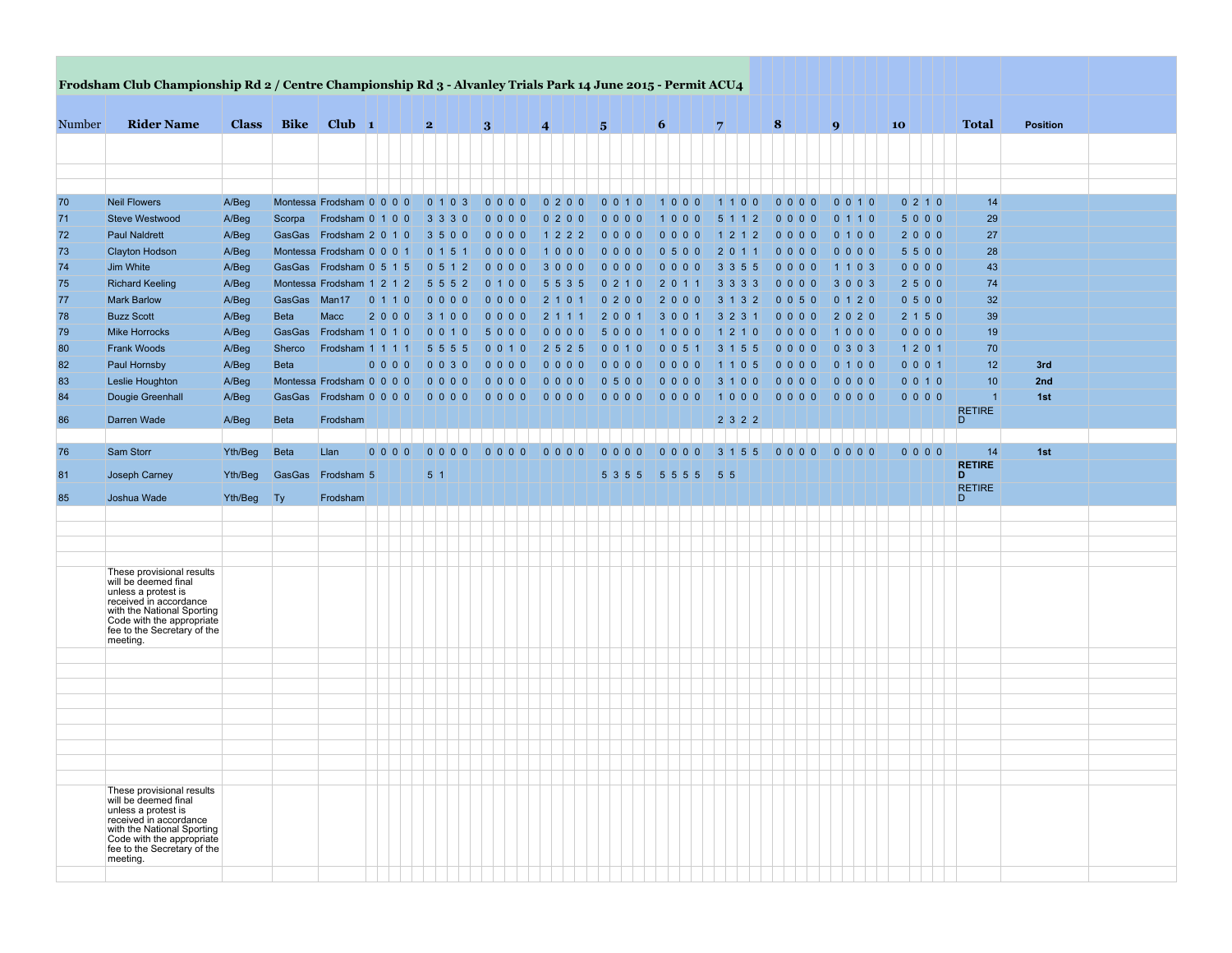**Frodsham Club Championship Rd 2 / Centre Championship Rd 3 - Alvanley Trials Park 14 June 2015 - Permit ACU4**

| Number | Rider Name | Class | Bike | Club | 1 | 2 | 3 | 4 | 5 | 6 | 7 | 8 | 9 | 10 | Total | Position |
|---|---|---|---|---|---|---|---|---|---|---|---|---|---|---|---|---|
| 70 | Neil Flowers | A/Beg | Montessa | Frodsham | 0 0 0 0 | 0 1 0 3 | 0 0 0 0 | 0 2 0 0 | 0 0 1 0 | 1 0 0 0 | 1 1 0 0 | 0 0 0 0 | 0 0 1 0 | 0 2 1 0 | 14 | |
| 71 | Steve Westwood | A/Beg | Scorpa | Frodsham | 0 1 0 0 | 3 3 3 0 | 0 0 0 0 | 0 2 0 0 | 0 0 0 0 | 1 0 0 0 | 5 1 1 2 | 0 0 0 0 | 0 1 1 0 | 5 0 0 0 | 29 | |
| 72 | Paul Naldrett | A/Beg | GasGas | Frodsham | 2 0 1 0 | 3 5 0 0 | 0 0 0 0 | 1 2 2 2 | 0 0 0 0 | 0 0 0 0 | 1 2 1 2 | 0 0 0 0 | 0 1 0 0 | 2 0 0 0 | 27 | |
| 73 | Clayton Hodson | A/Beg | Montessa | Frodsham | 0 0 0 1 | 0 1 5 1 | 0 0 0 0 | 1 0 0 0 | 0 0 0 0 | 0 5 0 0 | 2 0 1 1 | 0 0 0 0 | 0 0 0 0 | 5 5 0 0 | 28 | |
| 74 | Jim White | A/Beg | GasGas | Frodsham | 0 5 1 5 | 0 5 1 2 | 0 0 0 0 | 3 0 0 0 | 0 0 0 0 | 0 0 0 0 | 3 3 5 5 | 0 0 0 0 | 1 1 0 3 | 0 0 0 0 | 43 | |
| 75 | Richard Keeling | A/Beg | Montessa | Frodsham | 1 2 1 2 | 5 5 5 2 | 0 1 0 0 | 5 5 3 5 | 0 2 1 0 | 2 0 1 1 | 3 3 3 3 | 0 0 0 0 | 3 0 0 3 | 2 5 0 0 | 74 | |
| 77 | Mark Barlow | A/Beg | GasGas | Man17 | 0 1 1 0 | 0 0 0 0 | 0 0 0 0 | 2 1 0 1 | 0 2 0 0 | 2 0 0 0 | 3 1 3 2 | 0 0 5 0 | 0 1 2 0 | 0 5 0 0 | 32 | |
| 78 | Buzz Scott | A/Beg | Beta | Macc | 2 0 0 0 | 3 1 0 0 | 0 0 0 0 | 2 1 1 1 | 2 0 0 1 | 3 0 0 1 | 3 2 3 1 | 0 0 0 0 | 2 0 2 0 | 2 1 5 0 | 39 | |
| 79 | Mike Horrocks | A/Beg | GasGas | Frodsham | 1 0 1 0 | 0 0 1 0 | 5 0 0 0 | 0 0 0 0 | 5 0 0 0 | 1 0 0 0 | 1 2 1 0 | 0 0 0 0 | 1 0 0 0 | 0 0 0 0 | 19 | |
| 80 | Frank Woods | A/Beg | Sherco | Frodsham | 1 1 1 1 | 5 5 5 5 | 0 0 1 0 | 2 5 2 5 | 0 0 1 0 | 0 0 5 1 | 3 1 5 5 | 0 0 0 0 | 0 3 0 3 | 1 2 0 1 | 70 | |
| 82 | Paul Hornsby | A/Beg | Beta | | 0 0 0 0 | 0 0 3 0 | 0 0 0 0 | 0 0 0 0 | 0 0 0 0 | 0 0 0 0 | 1 1 0 5 | 0 0 0 0 | 0 1 0 0 | 0 0 0 1 | 12 | **3rd** |
| 83 | Leslie Houghton | A/Beg | Montessa | Frodsham | 0 0 0 0 | 0 0 0 0 | 0 0 0 0 | 0 0 0 0 | 0 5 0 0 | 0 0 0 0 | 3 1 0 0 | 0 0 0 0 | 0 0 0 0 | 0 0 1 0 | 10 | **2nd** |
| 84 | Dougie Greenhall | A/Beg | GasGas | Frodsham | 0 0 0 0 | 0 0 0 0 | 0 0 0 0 | 0 0 0 0 | 0 0 0 0 | 0 0 0 0 | 1 0 0 0 | 0 0 0 0 | 0 0 0 0 | 0 0 0 0 | 1 | **1st** |
| 86 | Darren Wade | A/Beg | Beta | Frodsham | | | | | | | 2 3 2 2 | | | | RETIRED | |
| | | | | | | | | | | | | | | | | |
| 76 | Sam Storr | Yth/Beg | Beta | Llan | 0 0 0 0 | 0 0 0 0 | 0 0 0 0 | 0 0 0 0 | 0 0 0 0 | 0 0 0 0 | 3 1 5 5 | 0 0 0 0 | 0 0 0 0 | 0 0 0 0 | 14 | **1st** |
| 81 | Joseph Carney | Yth/Beg | GasGas | Frodsham | 5 | 5 1 | | | 5 3 5 5 | 5 5 5 5 | 5 5 | | | | **RETIRED** | |
| 85 | Joshua Wade | Yth/Beg | Ty | Frodsham | | | | | | | | | | | RETIRED | |

These provisional results will be deemed final unless a protest is received in accordance with the National Sporting Code with the appropriate fee to the Secretary of the meeting.

These provisional results will be deemed final unless a protest is received in accordance with the National Sporting Code with the appropriate fee to the Secretary of the meeting.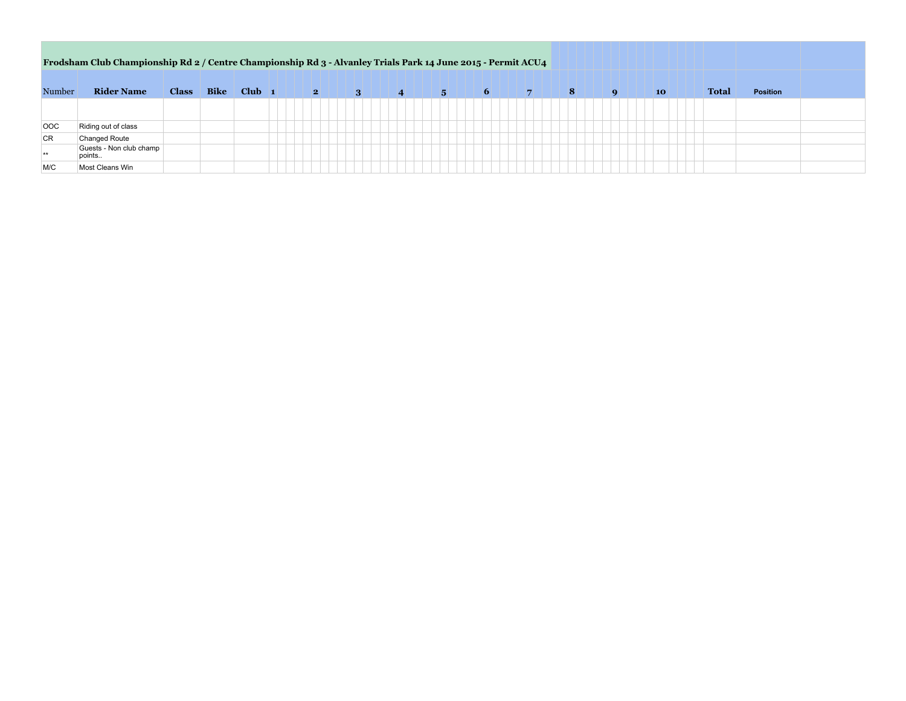| Frodsham Club Championship Rd 2 / Centre Championship Rd 3 - Alvanley Trials Park 14 June 2015 - Permit ACU4 | | | | | | | | | | | | | | | | | |
|---|---|---|---|---|---|---|---|---|---|---|---|---|---|---|---|---|---|
| Number | Rider Name | Class | Bike | Club | 1 | 2 | 3 | 4 | 5 | 6 | 7 | 8 | 9 | 10 | Total | Position | |
| | | | | | | | | | | | | | | | | | |
| OOC | Riding out of class | | | | | | | | | | | | | | | | |
| CR | Changed Route | | | | | | | | | | | | | | | | |
| ** | Guests - Non club champ points.. | | | | | | | | | | | | | | | | |
| M/C | Most Cleans Win | | | | | | | | | | | | | | | | |